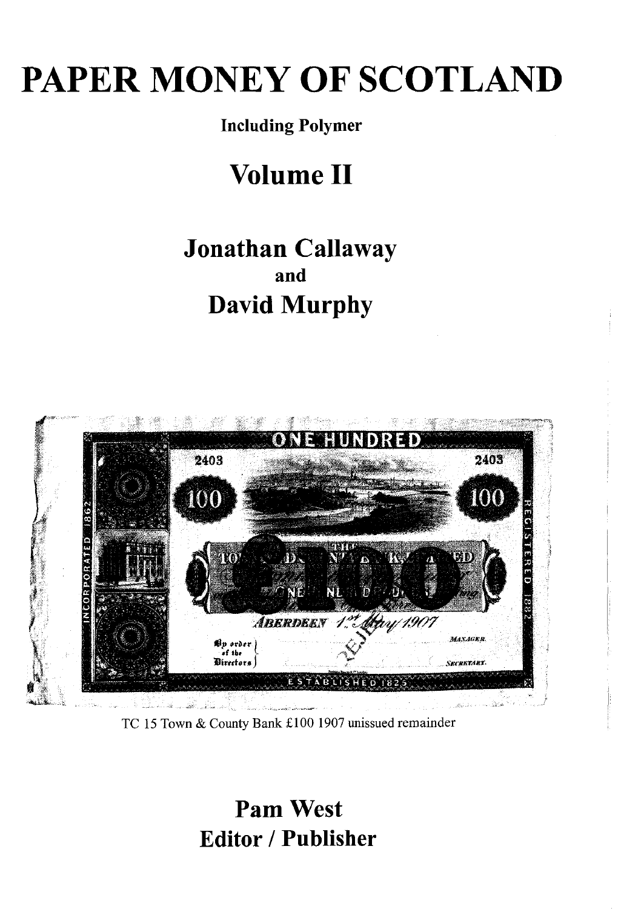# PAPER MONEY OF SCOTLAND

**Including Polymer**

## Volume II

### Jonathan Callaway
**and**
### David Murphy

TC 15 Town & County Bank £100 1907 unissued remainder

**Pam West**
**Editor / Publisher**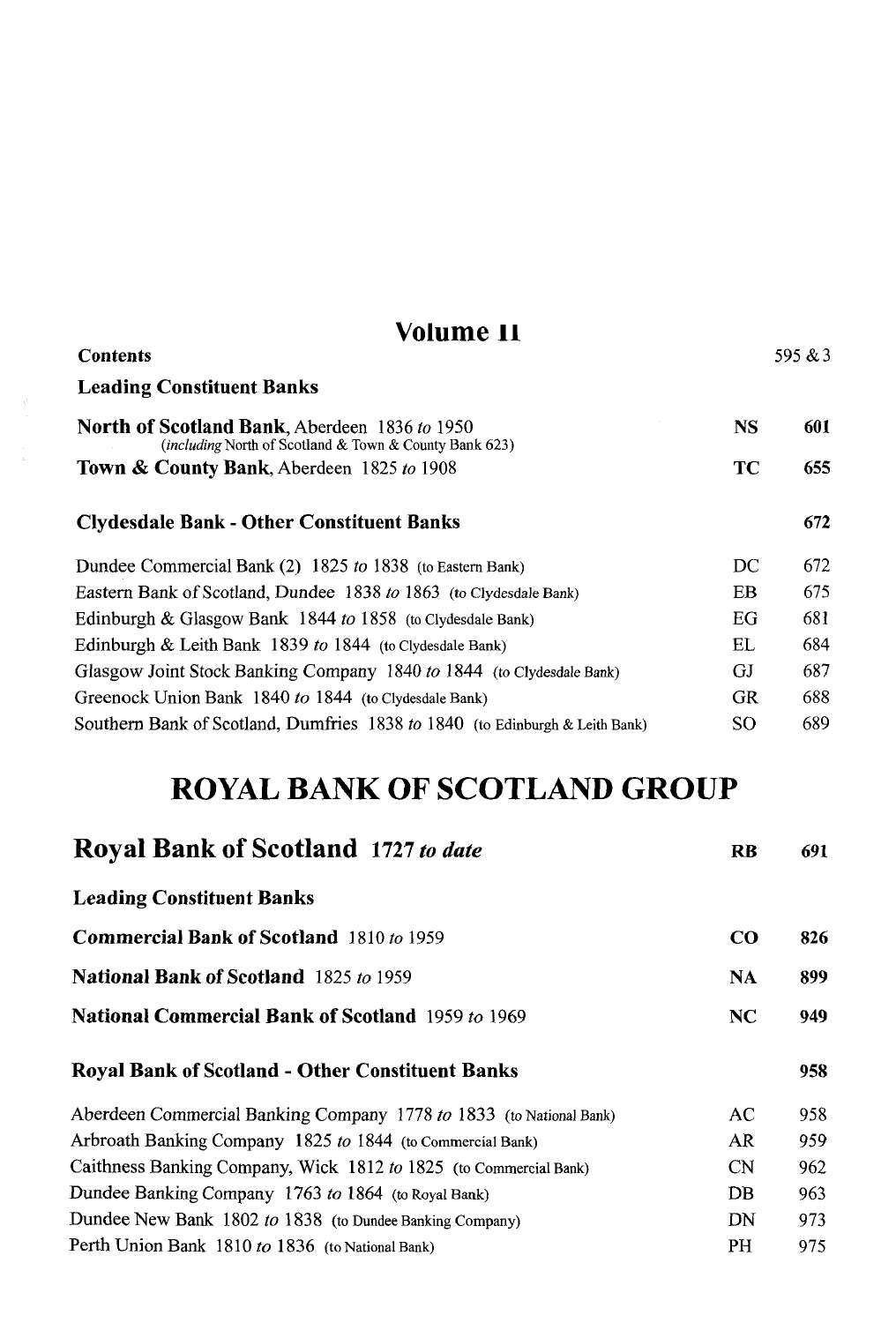## Volume II

**Contents** 595 & 3

**Leading Constituent Banks**

| | | |
|---|---|---|
| **North of Scotland Bank**, Aberdeen 1836 *to* 1950<br>(*including* North of Scotland & Town & County Bank 623) | **NS** | **601** |
| **Town & County Bank**, Aberdeen 1825 *to* 1908 | **TC** | **655** |

**Clydesdale Bank - Other Constituent Banks** **672**

| | | |
|---|---|---|
| Dundee Commercial Bank (2) 1825 *to* 1838 (to Eastern Bank) | DC | 672 |
| Eastern Bank of Scotland, Dundee 1838 *to* 1863 (to Clydesdale Bank) | EB | 675 |
| Edinburgh & Glasgow Bank 1844 *to* 1858 (to Clydesdale Bank) | EG | 681 |
| Edinburgh & Leith Bank 1839 *to* 1844 (to Clydesdale Bank) | EL | 684 |
| Glasgow Joint Stock Banking Company 1840 *to* 1844 (to Clydesdale Bank) | GJ | 687 |
| Greenock Union Bank 1840 *to* 1844 (to Clydesdale Bank) | GR | 688 |
| Southern Bank of Scotland, Dumfries 1838 *to* 1840 (to Edinburgh & Leith Bank) | SO | 689 |

# ROYAL BANK OF SCOTLAND GROUP

## Royal Bank of Scotland *1727 to date* RB 691

**Leading Constituent Banks**

| | | |
|---|---|---|
| **Commercial Bank of Scotland** 1810 *to* 1959 | **CO** | **826** |
| **National Bank of Scotland** 1825 *to* 1959 | **NA** | **899** |
| **National Commercial Bank of Scotland** 1959 *to* 1969 | **NC** | **949** |

**Royal Bank of Scotland - Other Constituent Banks** **958**

| | | |
|---|---|---|
| Aberdeen Commercial Banking Company 1778 *to* 1833 (to National Bank) | AC | 958 |
| Arbroath Banking Company 1825 *to* 1844 (to Commercial Bank) | AR | 959 |
| Caithness Banking Company, Wick 1812 *to* 1825 (to Commercial Bank) | CN | 962 |
| Dundee Banking Company 1763 *to* 1864 (to Royal Bank) | DB | 963 |
| Dundee New Bank 1802 *to* 1838 (to Dundee Banking Company) | DN | 973 |
| Perth Union Bank 1810 *to* 1836 (to National Bank) | PH | 975 |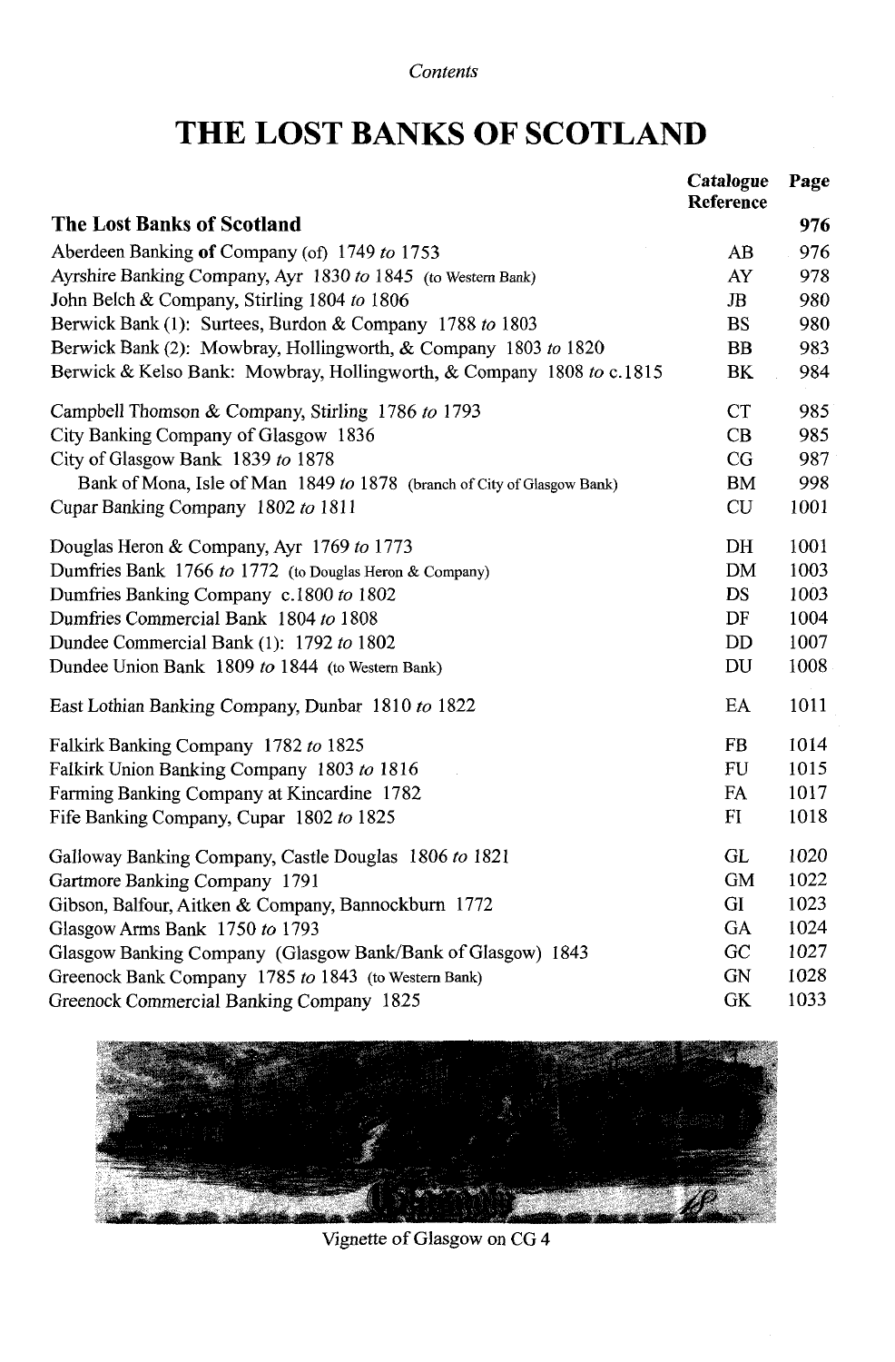*Contents*

# THE LOST BANKS OF SCOTLAND

| | Catalogue Reference | Page |
|---|---|---|
| **The Lost Banks of Scotland** | | **976** |
| Aberdeen Banking **of** Company (of) 1749 *to* 1753 | AB | 976 |
| Ayrshire Banking Company, Ayr 1830 *to* 1845 (to Western Bank) | AY | 978 |
| John Belch & Company, Stirling 1804 *to* 1806 | JB | 980 |
| Berwick Bank (1): Surtees, Burdon & Company 1788 *to* 1803 | BS | 980 |
| Berwick Bank (2): Mowbray, Hollingworth, & Company 1803 *to* 1820 | BB | 983 |
| Berwick & Kelso Bank: Mowbray, Hollingworth, & Company 1808 *to* c.1815 | BK | 984 |
| Campbell Thomson & Company, Stirling 1786 *to* 1793 | CT | 985 |
| City Banking Company of Glasgow 1836 | CB | 985 |
| City of Glasgow Bank 1839 *to* 1878 | CG | 987 |
| Bank of Mona, Isle of Man 1849 *to* 1878 (branch of City of Glasgow Bank) | BM | 998 |
| Cupar Banking Company 1802 *to* 1811 | CU | 1001 |
| Douglas Heron & Company, Ayr 1769 *to* 1773 | DH | 1001 |
| Dumfries Bank 1766 *to* 1772 (to Douglas Heron & Company) | DM | 1003 |
| Dumfries Banking Company c.1800 *to* 1802 | DS | 1003 |
| Dumfries Commercial Bank 1804 *to* 1808 | DF | 1004 |
| Dundee Commercial Bank (1): 1792 *to* 1802 | DD | 1007 |
| Dundee Union Bank 1809 *to* 1844 (to Western Bank) | DU | 1008 |
| East Lothian Banking Company, Dunbar 1810 *to* 1822 | EA | 1011 |
| Falkirk Banking Company 1782 *to* 1825 | FB | 1014 |
| Falkirk Union Banking Company 1803 *to* 1816 | FU | 1015 |
| Farming Banking Company at Kincardine 1782 | FA | 1017 |
| Fife Banking Company, Cupar 1802 *to* 1825 | FI | 1018 |
| Galloway Banking Company, Castle Douglas 1806 *to* 1821 | GL | 1020 |
| Gartmore Banking Company 1791 | GM | 1022 |
| Gibson, Balfour, Aitken & Company, Bannockburn 1772 | GI | 1023 |
| Glasgow Arms Bank 1750 *to* 1793 | GA | 1024 |
| Glasgow Banking Company (Glasgow Bank/Bank of Glasgow) 1843 | GC | 1027 |
| Greenock Bank Company 1785 *to* 1843 (to Western Bank) | GN | 1028 |
| Greenock Commercial Banking Company 1825 | GK | 1033 |

Vignette of Glasgow on CG 4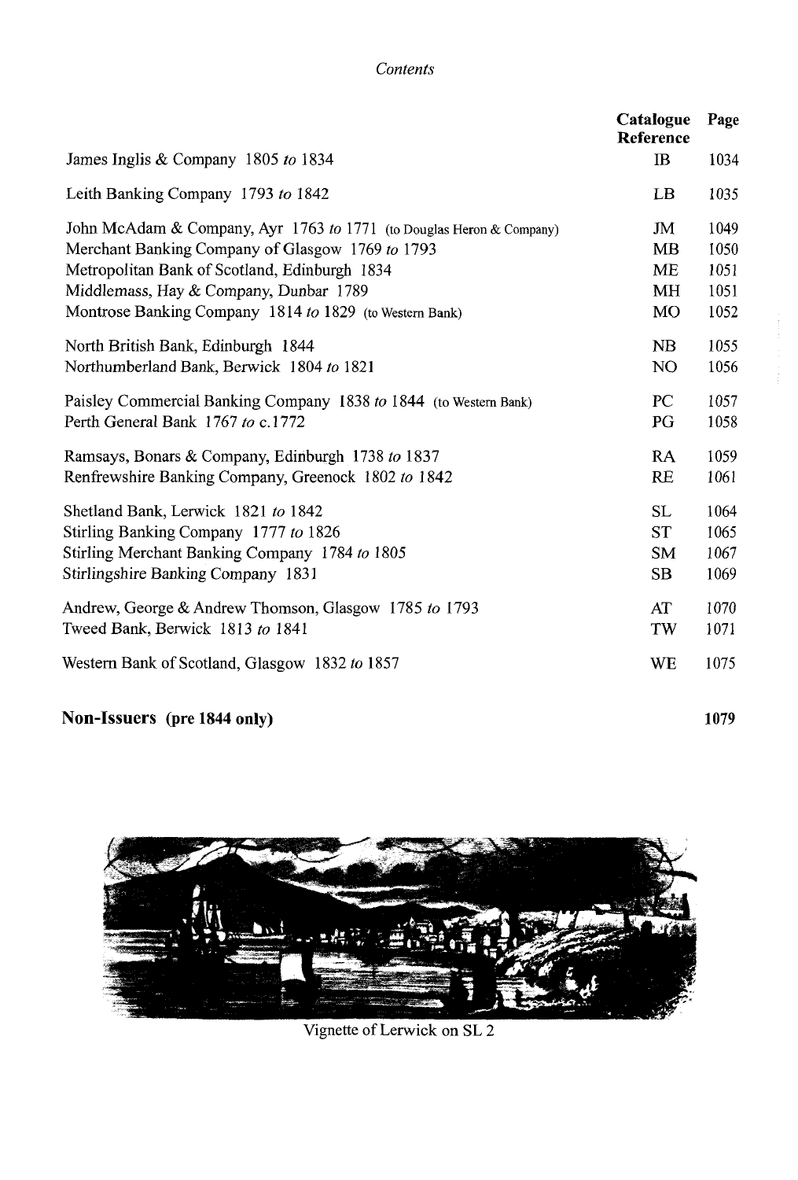*Contents*

| | Catalogue Reference | Page |
|---|---|---|
| James Inglis & Company 1805 *to* 1834 | IB | 1034 |
| Leith Banking Company 1793 *to* 1842 | LB | 1035 |
| John McAdam & Company, Ayr 1763 *to* 1771 (to Douglas Heron & Company) | JM | 1049 |
| Merchant Banking Company of Glasgow 1769 *to* 1793 | MB | 1050 |
| Metropolitan Bank of Scotland, Edinburgh 1834 | ME | 1051 |
| Middlemass, Hay & Company, Dunbar 1789 | MH | 1051 |
| Montrose Banking Company 1814 *to* 1829 (to Western Bank) | MO | 1052 |
| North British Bank, Edinburgh 1844 | NB | 1055 |
| Northumberland Bank, Berwick 1804 *to* 1821 | NO | 1056 |
| Paisley Commercial Banking Company 1838 *to* 1844 (to Western Bank) | PC | 1057 |
| Perth General Bank 1767 *to* c.1772 | PG | 1058 |
| Ramsays, Bonars & Company, Edinburgh 1738 *to* 1837 | RA | 1059 |
| Renfrewshire Banking Company, Greenock 1802 *to* 1842 | RE | 1061 |
| Shetland Bank, Lerwick 1821 *to* 1842 | SL | 1064 |
| Stirling Banking Company 1777 *to* 1826 | ST | 1065 |
| Stirling Merchant Banking Company 1784 *to* 1805 | SM | 1067 |
| Stirlingshire Banking Company 1831 | SB | 1069 |
| Andrew, George & Andrew Thomson, Glasgow 1785 *to* 1793 | AT | 1070 |
| Tweed Bank, Berwick 1813 *to* 1841 | TW | 1071 |
| Western Bank of Scotland, Glasgow 1832 *to* 1857 | WE | 1075 |

**Non-Issuers (pre 1844 only)** **1079**

Vignette of Lerwick on SL 2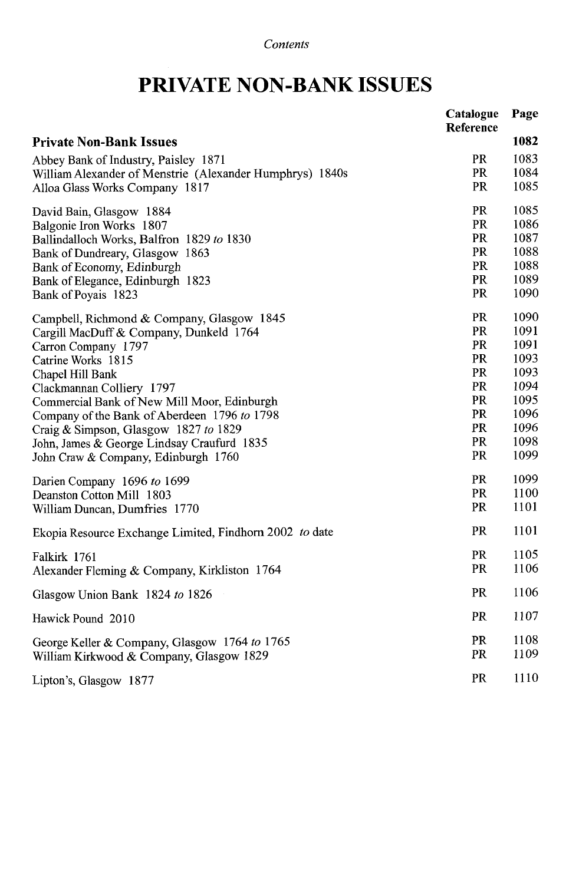*Contents*

# PRIVATE NON-BANK ISSUES

| | Catalogue Reference | Page |
|---|---|---|
| **Private Non-Bank Issues** | | **1082** |
| Abbey Bank of Industry, Paisley 1871 | PR | 1083 |
| William Alexander of Menstrie (Alexander Humphrys) 1840s | PR | 1084 |
| Alloa Glass Works Company 1817 | PR | 1085 |
| David Bain, Glasgow 1884 | PR | 1085 |
| Balgonie Iron Works 1807 | PR | 1086 |
| Ballindalloch Works, Balfron 1829 *to* 1830 | PR | 1087 |
| Bank of Dundreary, Glasgow 1863 | PR | 1088 |
| Bank of Economy, Edinburgh | PR | 1088 |
| Bank of Elegance, Edinburgh 1823 | PR | 1089 |
| Bank of Poyais 1823 | PR | 1090 |
| Campbell, Richmond & Company, Glasgow 1845 | PR | 1090 |
| Cargill MacDuff & Company, Dunkeld 1764 | PR | 1091 |
| Carron Company 1797 | PR | 1091 |
| Catrine Works 1815 | PR | 1093 |
| Chapel Hill Bank | PR | 1093 |
| Clackmannan Colliery 1797 | PR | 1094 |
| Commercial Bank of New Mill Moor, Edinburgh | PR | 1095 |
| Company of the Bank of Aberdeen 1796 *to* 1798 | PR | 1096 |
| Craig & Simpson, Glasgow 1827 *to* 1829 | PR | 1096 |
| John, James & George Lindsay Craufurd 1835 | PR | 1098 |
| John Craw & Company, Edinburgh 1760 | PR | 1099 |
| Darien Company 1696 *to* 1699 | PR | 1099 |
| Deanston Cotton Mill 1803 | PR | 1100 |
| William Duncan, Dumfries 1770 | PR | 1101 |
| Ekopia Resource Exchange Limited, Findhorn 2002 *to* date | PR | 1101 |
| Falkirk 1761 | PR | 1105 |
| Alexander Fleming & Company, Kirkliston 1764 | PR | 1106 |
| Glasgow Union Bank 1824 *to* 1826 | PR | 1106 |
| Hawick Pound 2010 | PR | 1107 |
| George Keller & Company, Glasgow 1764 *to* 1765 | PR | 1108 |
| William Kirkwood & Company, Glasgow 1829 | PR | 1109 |
| Lipton's, Glasgow 1877 | PR | 1110 |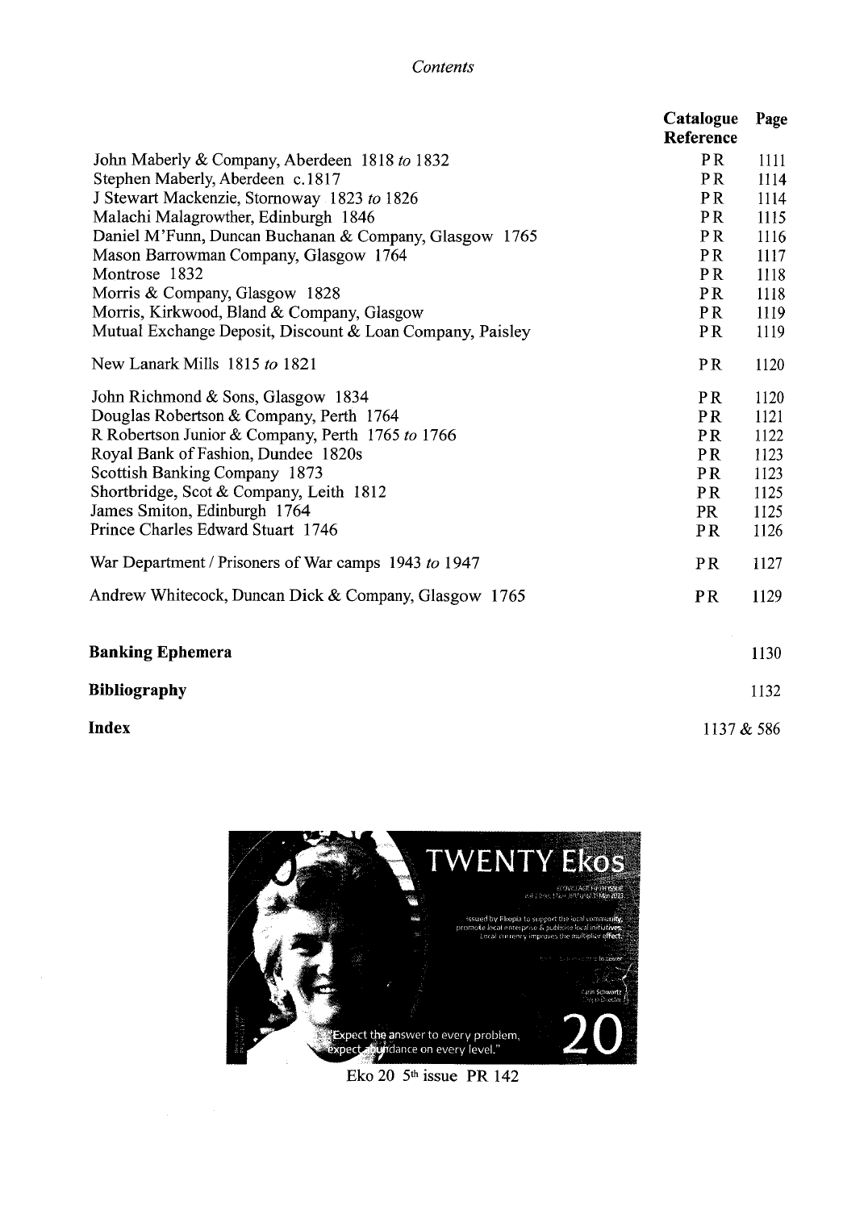*Contents*

| | Catalogue Reference | Page |
|---|---|---|
| John Maberly & Company, Aberdeen 1818 *to* 1832 | PR | 1111 |
| Stephen Maberly, Aberdeen c.1817 | PR | 1114 |
| J Stewart Mackenzie, Stornoway 1823 *to* 1826 | PR | 1114 |
| Malachi Malagrowther, Edinburgh 1846 | PR | 1115 |
| Daniel M'Funn, Duncan Buchanan & Company, Glasgow 1765 | PR | 1116 |
| Mason Barrowman Company, Glasgow 1764 | PR | 1117 |
| Montrose 1832 | PR | 1118 |
| Morris & Company, Glasgow 1828 | PR | 1118 |
| Morris, Kirkwood, Bland & Company, Glasgow | PR | 1119 |
| Mutual Exchange Deposit, Discount & Loan Company, Paisley | PR | 1119 |
| New Lanark Mills 1815 *to* 1821 | PR | 1120 |
| John Richmond & Sons, Glasgow 1834 | PR | 1120 |
| Douglas Robertson & Company, Perth 1764 | PR | 1121 |
| R Robertson Junior & Company, Perth 1765 *to* 1766 | PR | 1122 |
| Royal Bank of Fashion, Dundee 1820s | PR | 1123 |
| Scottish Banking Company 1873 | PR | 1123 |
| Shortbridge, Scot & Company, Leith 1812 | PR | 1125 |
| James Smiton, Edinburgh 1764 | PR | 1125 |
| Prince Charles Edward Stuart 1746 | PR | 1126 |
| War Department / Prisoners of War camps 1943 *to* 1947 | PR | 1127 |
| Andrew Whitecock, Duncan Dick & Company, Glasgow 1765 | PR | 1129 |
| **Banking Ephemera** | | 1130 |
| **Bibliography** | | 1132 |
| **Index** | | 1137 & 586 |

Eko 20 5th issue PR 142